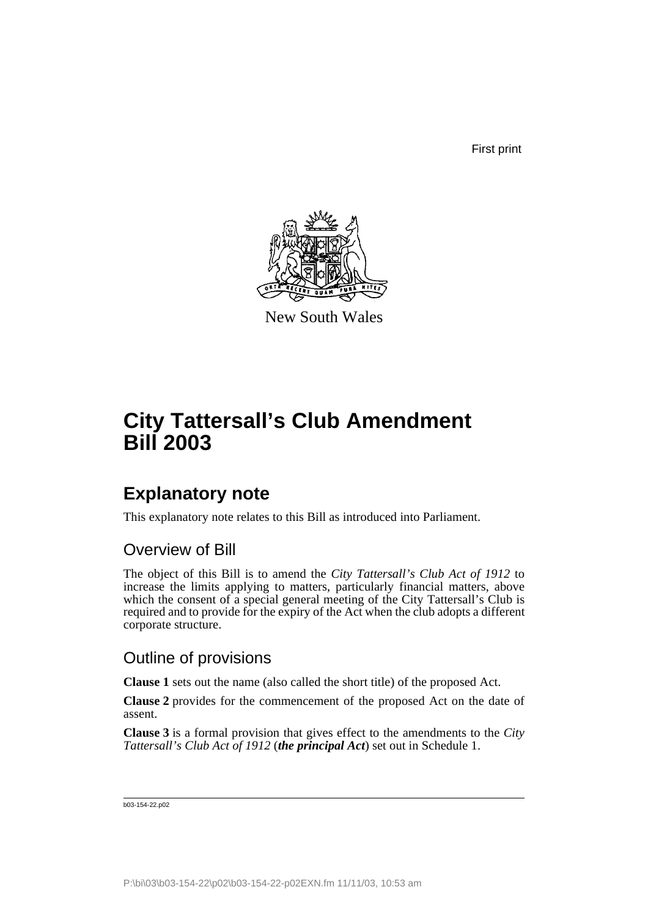First print

New South Wales

# City Tattersall's Club Amendment Bill 2003

## Explanatory note

This explanatory note relates to this Bill as introduced into Parliament.

### Overview of Bill

The object of this Bill is to amend the *City Tattersall's Club Act of 1912* to increase the limits applying to matters, particularly financial matters, above which the consent of a special general meeting of the City Tattersall's Club is required and to provide for the expiry of the Act when the club adopts a different corporate structure.

### Outline of provisions

**Clause 1** sets out the name (also called the short title) of the proposed Act.

**Clause 2** provides for the commencement of the proposed Act on the date of assent.

**Clause 3** is a formal provision that gives effect to the amendments to the *City Tattersall's Club Act of 1912* (***the principal Act***) set out in Schedule 1.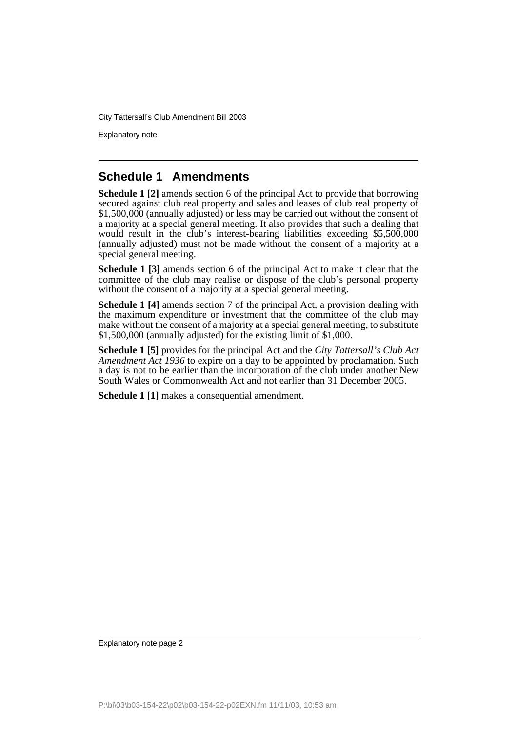## Schedule 1 Amendments

**Schedule 1 [2]** amends section 6 of the principal Act to provide that borrowing secured against club real property and sales and leases of club real property of $1,500,000 (annually adjusted) or less may be carried out without the consent of a majority at a special general meeting. It also provides that such a dealing that would result in the club's interest-bearing liabilities exceeding $5,500,000 (annually adjusted) must not be made without the consent of a majority at a special general meeting.

**Schedule 1 [3]** amends section 6 of the principal Act to make it clear that the committee of the club may realise or dispose of the club's personal property without the consent of a majority at a special general meeting.

**Schedule 1 [4]** amends section 7 of the principal Act, a provision dealing with the maximum expenditure or investment that the committee of the club may make without the consent of a majority at a special general meeting, to substitute $1,500,000 (annually adjusted) for the existing limit of $1,000.

**Schedule 1 [5]** provides for the principal Act and the *City Tattersall's Club Act Amendment Act 1936* to expire on a day to be appointed by proclamation. Such a day is not to be earlier than the incorporation of the club under another New South Wales or Commonwealth Act and not earlier than 31 December 2005.

**Schedule 1 [1]** makes a consequential amendment.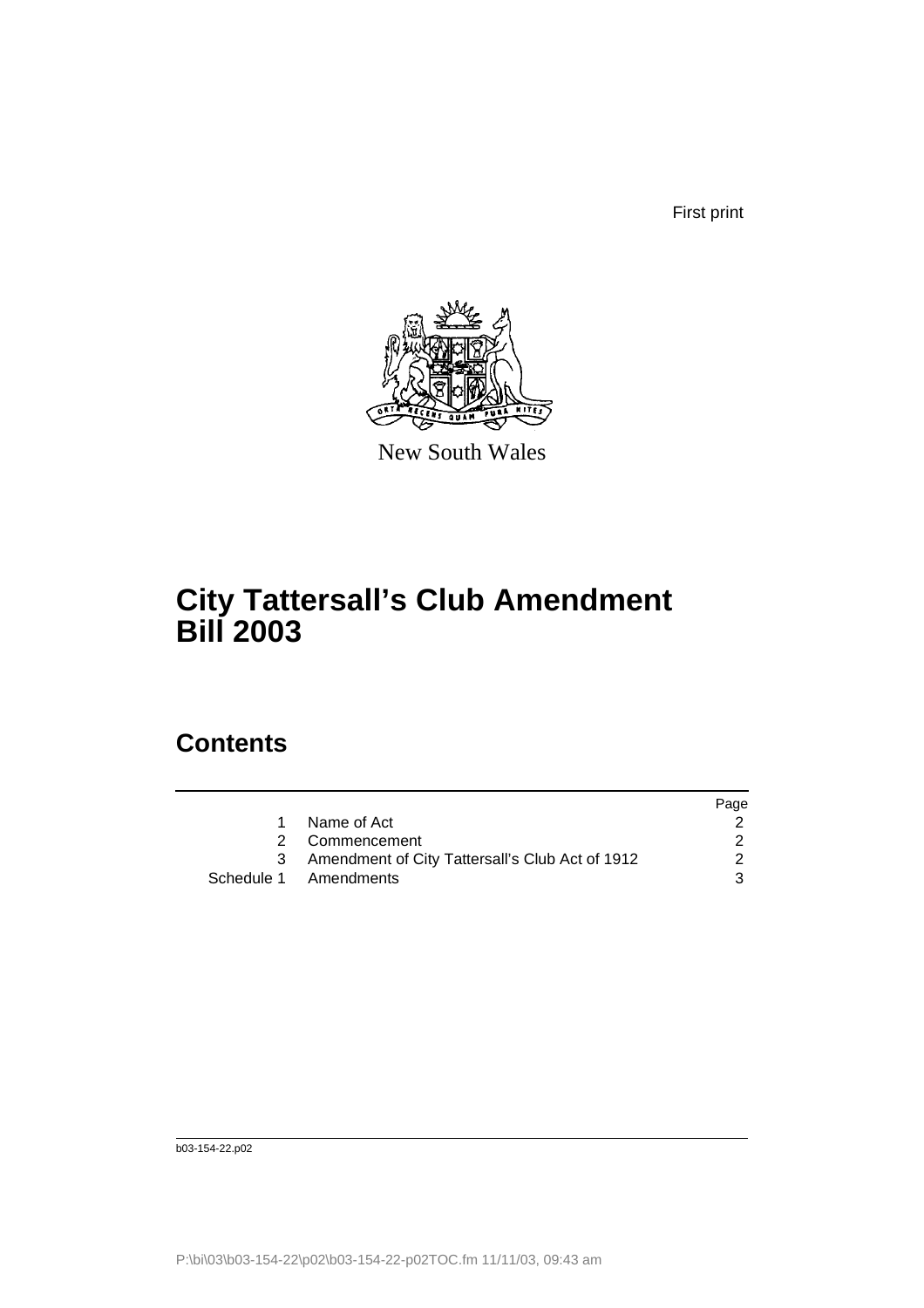First print

New South Wales

# City Tattersall's Club Amendment Bill 2003

## Contents

| | | Page |
|---|---|---|
| 1 | Name of Act | 2 |
| 2 | Commencement | 2 |
| 3 | Amendment of City Tattersall's Club Act of 1912 | 2 |
| Schedule 1 | Amendments | 3 |

b03-154-22.p02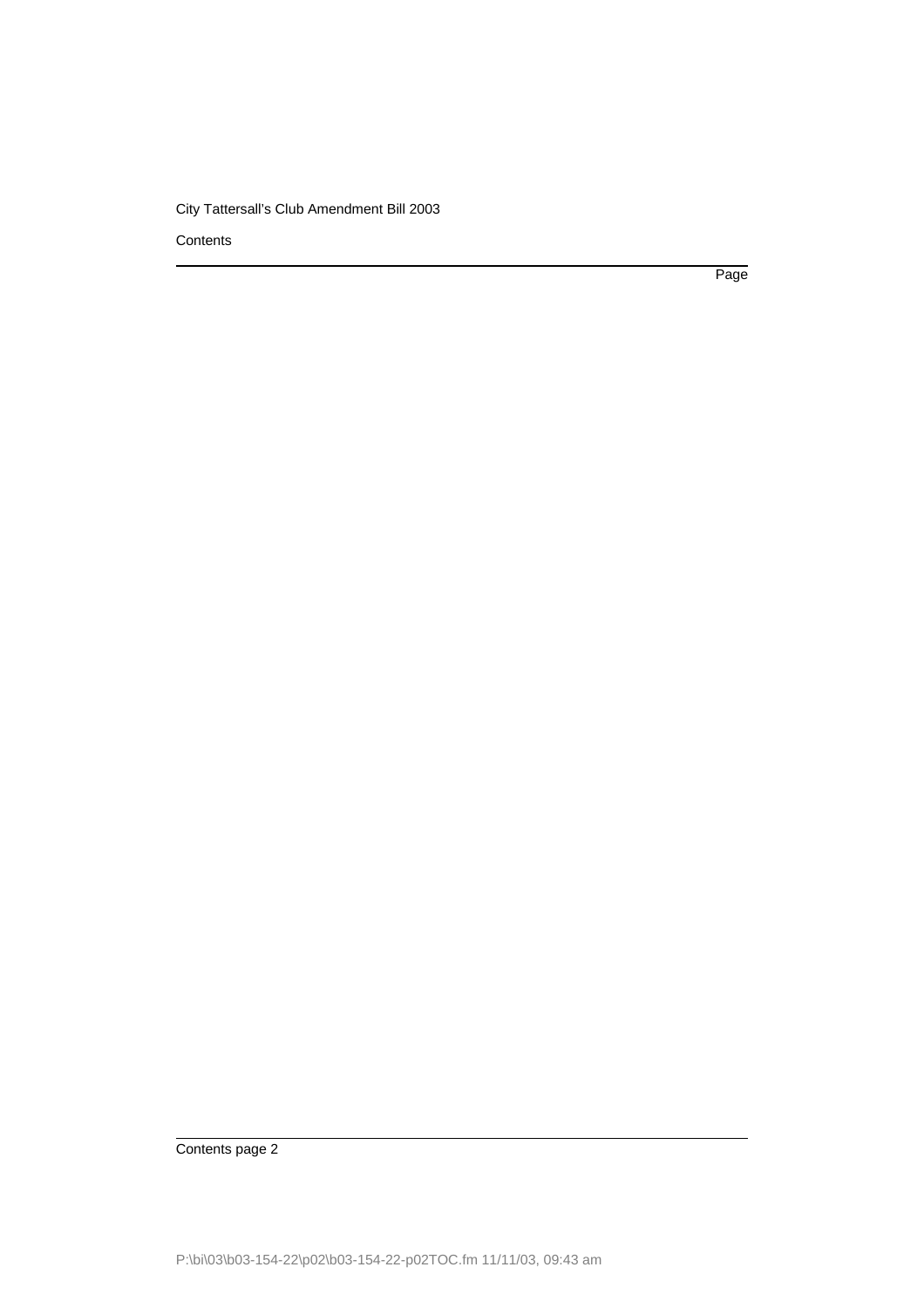Page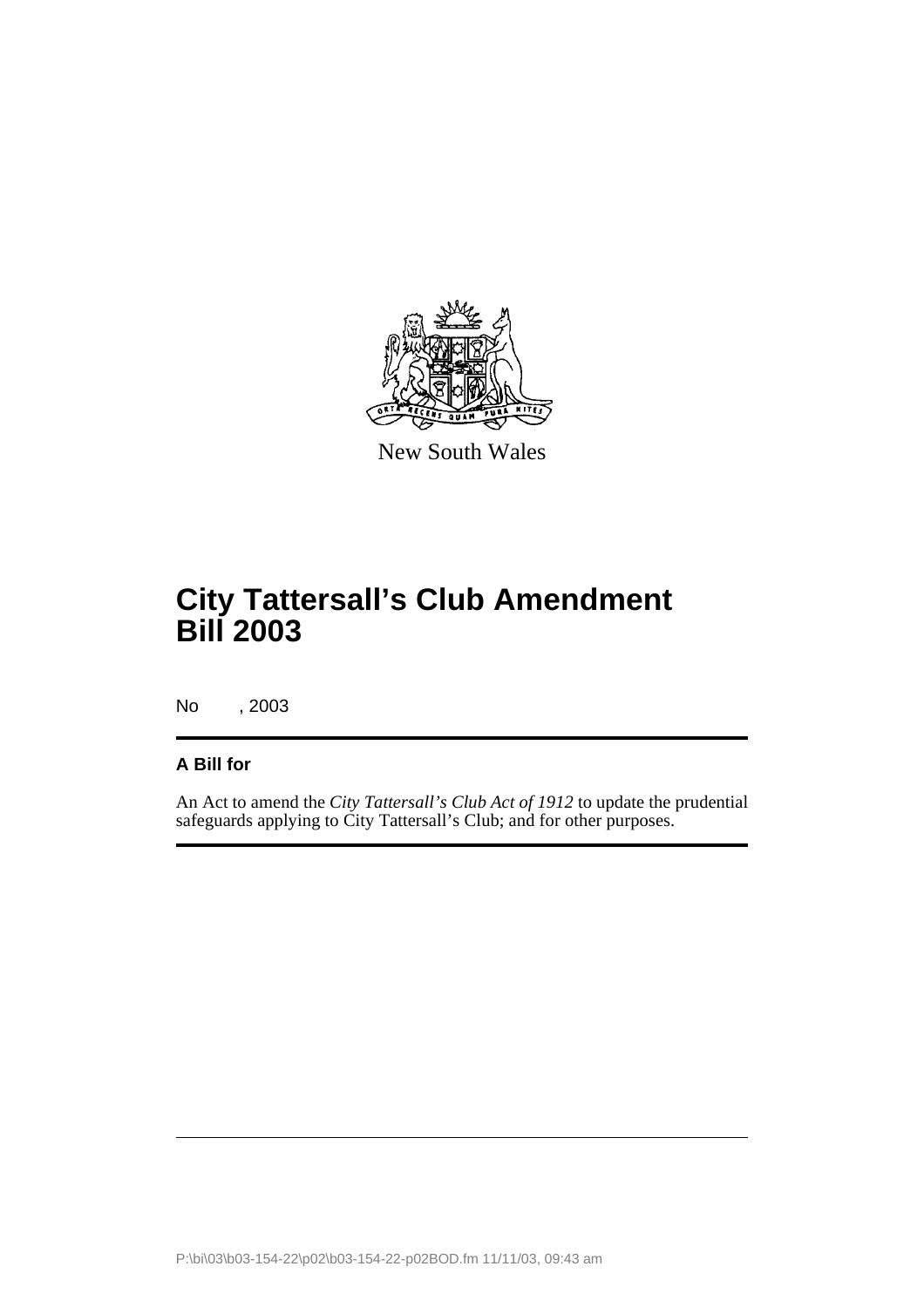New South Wales

# City Tattersall's Club Amendment Bill 2003

No , 2003

**A Bill for**

An Act to amend the *City Tattersall's Club Act of 1912* to update the prudential safeguards applying to City Tattersall's Club; and for other purposes.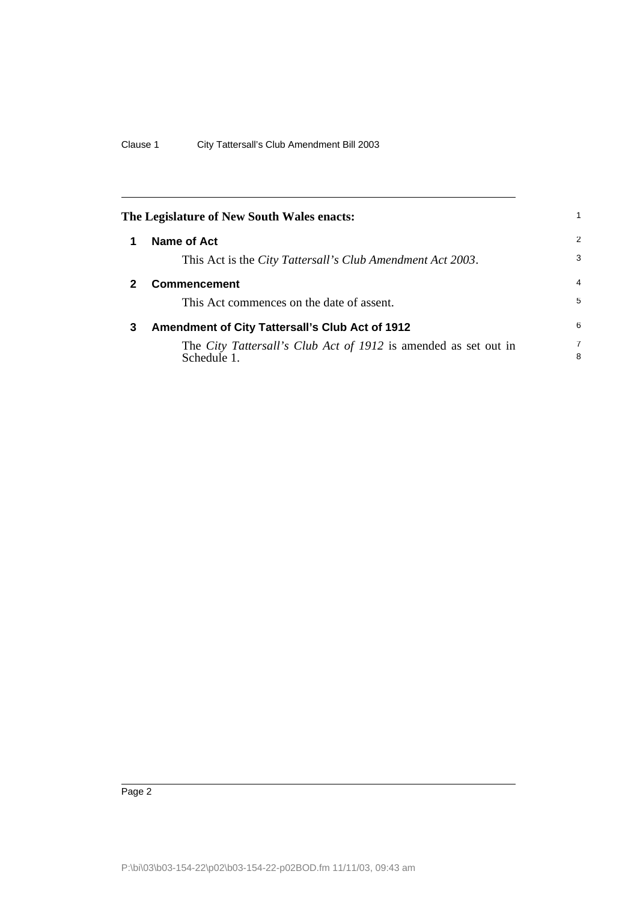The Legislature of New South Wales enacts:

## 1 Name of Act

This Act is the *City Tattersall's Club Amendment Act 2003*.

## 2 Commencement

This Act commences on the date of assent.

## 3 Amendment of City Tattersall's Club Act of 1912

The *City Tattersall's Club Act of 1912* is amended as set out in Schedule 1.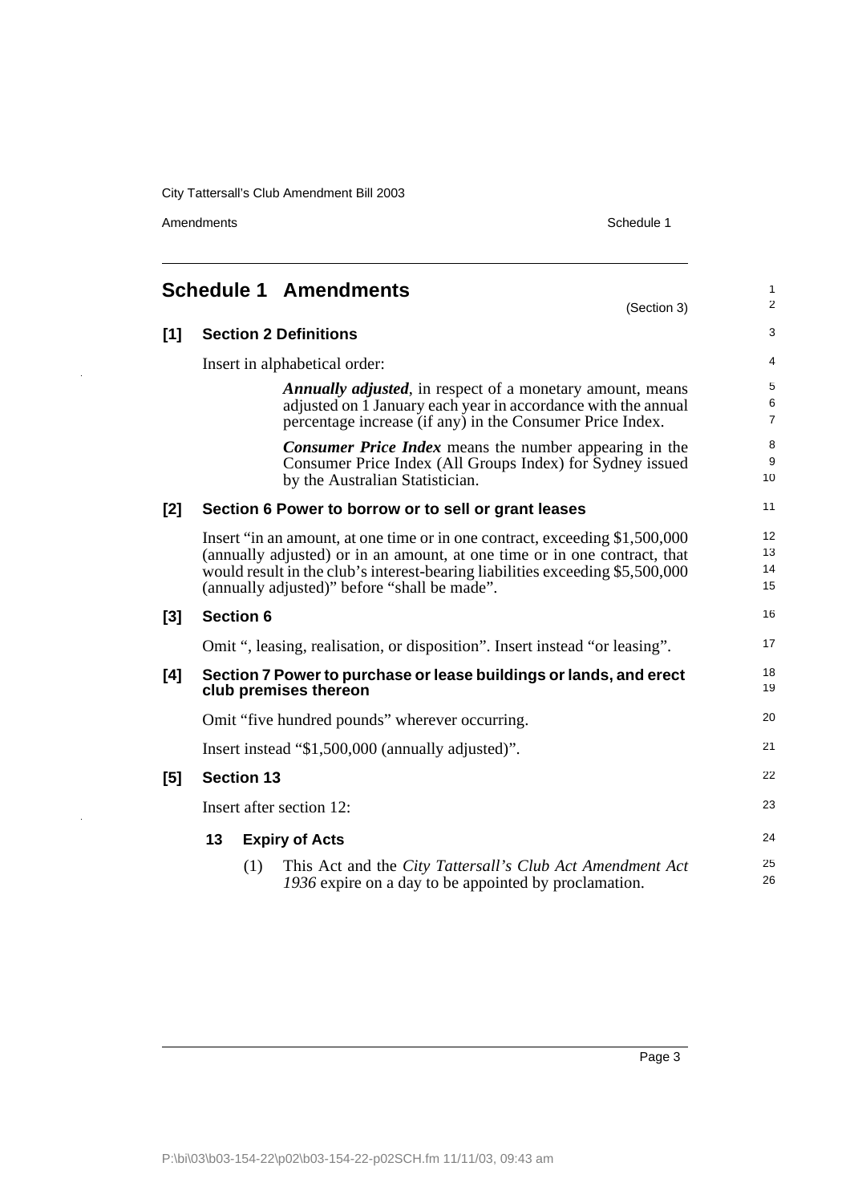## Schedule 1 Amendments

(Section 3)

**[1] Section 2 Definitions**

Insert in alphabetical order:

> ***Annually adjusted***, in respect of a monetary amount, means adjusted on 1 January each year in accordance with the annual percentage increase (if any) in the Consumer Price Index.
>
> ***Consumer Price Index*** means the number appearing in the Consumer Price Index (All Groups Index) for Sydney issued by the Australian Statistician.

**[2] Section 6 Power to borrow or to sell or grant leases**

Insert "in an amount, at one time or in one contract, exceeding $1,500,000 (annually adjusted) or in an amount, at one time or in one contract, that would result in the club's interest-bearing liabilities exceeding $5,500,000 (annually adjusted)" before "shall be made".

**[3] Section 6**

Omit ", leasing, realisation, or disposition". Insert instead "or leasing".

**[4] Section 7 Power to purchase or lease buildings or lands, and erect club premises thereon**

Omit "five hundred pounds" wherever occurring.

Insert instead "$1,500,000 (annually adjusted)".

**[5] Section 13**

Insert after section 12:

**13 Expiry of Acts**

(1) This Act and the *City Tattersall's Club Act Amendment Act 1936* expire on a day to be appointed by proclamation.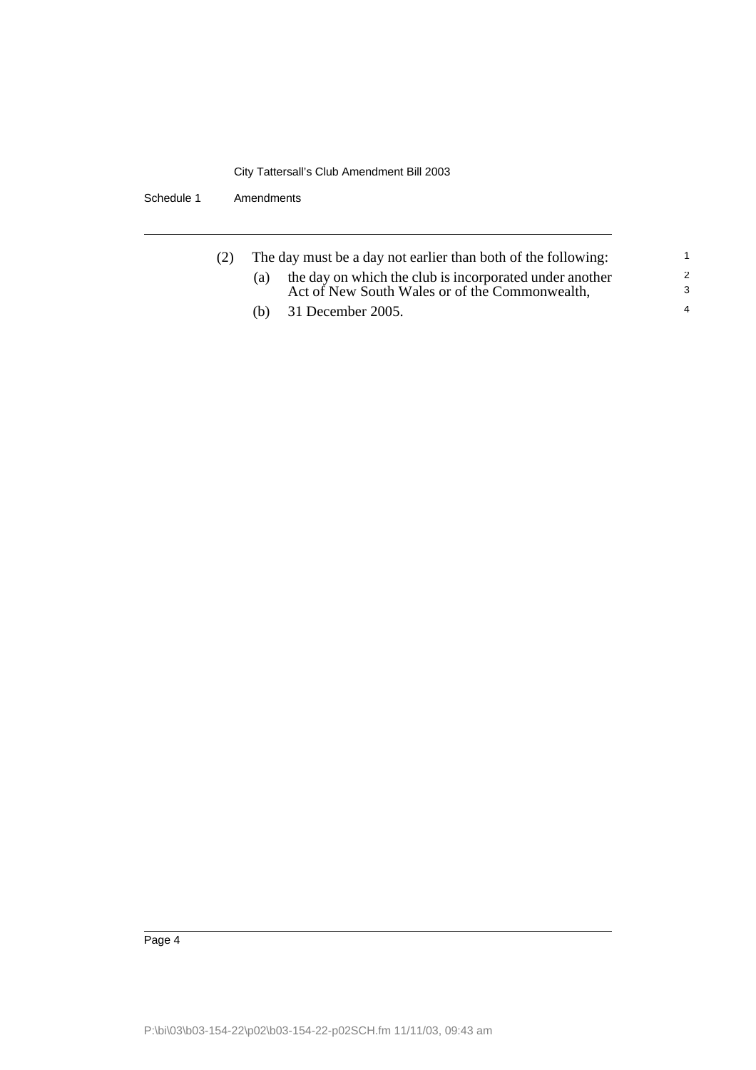(2) The day must be a day not earlier than both of the following:

  (a) the day on which the club is incorporated under another Act of New South Wales or of the Commonwealth,

  (b) 31 December 2005.